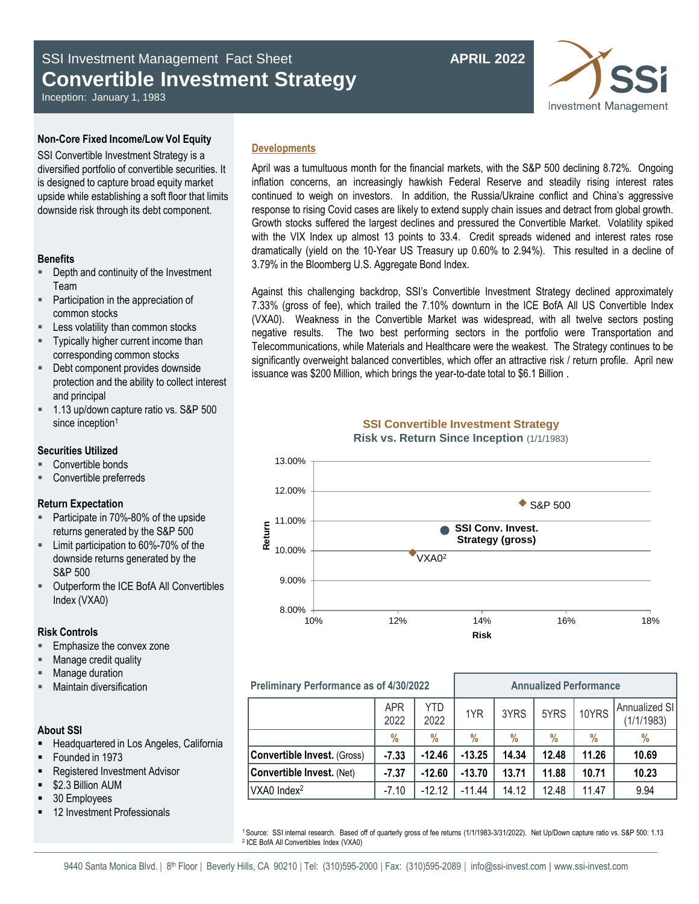SSI Investment Management Fact Sheet

# Convertible Investment Strategy

Inception: January 1, 1983

**APRIL 2022**

SSI Investment Management

### Non-Core Fixed Income/Low Vol Equity

SSI Convertible Investment Strategy is a diversified portfolio of convertible securities. It is designed to capture broad equity market upside while establishing a soft floor that limits downside risk through its debt component.

### Benefits

- Depth and continuity of the Investment Team
- Participation in the appreciation of common stocks
- Less volatility than common stocks
- Typically higher current income than corresponding common stocks
- Debt component provides downside protection and the ability to collect interest and principal
- 1.13 up/down capture ratio vs. S&P 500 since inception[1]

### Securities Utilized

- Convertible bonds
- Convertible preferreds

### Return Expectation

- Participate in 70%-80% of the upside returns generated by the S&P 500
- Limit participation to 60%-70% of the downside returns generated by the S&P 500
- Outperform the ICE BofA All Convertibles Index (VXA0)

### Risk Controls

- Emphasize the convex zone
- Manage credit quality
- Manage duration
- Maintain diversification

### About SSI

- Headquartered in Los Angeles, California
- Founded in 1973
- Registered Investment Advisor
- $2.3 Billion AUM
- 30 Employees
- 12 Investment Professionals

## Developments

April was a tumultuous month for the financial markets, with the S&P 500 declining 8.72%. Ongoing inflation concerns, an increasingly hawkish Federal Reserve and steadily rising interest rates continued to weigh on investors. In addition, the Russia/Ukraine conflict and China's aggressive response to rising Covid cases are likely to extend supply chain issues and detract from global growth. Growth stocks suffered the largest declines and pressured the Convertible Market. Volatility spiked with the VIX Index up almost 13 points to 33.4. Credit spreads widened and interest rates rose dramatically (yield on the 10-Year US Treasury up 0.60% to 2.94%). This resulted in a decline of 3.79% in the Bloomberg U.S. Aggregate Bond Index.

Against this challenging backdrop, SSI's Convertible Investment Strategy declined approximately 7.33% (gross of fee), which trailed the 7.10% downturn in the ICE BofA All US Convertible Index (VXA0). Weakness in the Convertible Market was widespread, with all twelve sectors posting negative results. The two best performing sectors in the portfolio were Transportation and Telecommunications, while Materials and Healthcare were the weakest. The Strategy continues to be significantly overweight balanced convertibles, which offer an attractive risk / return profile. April new issuance was $200 Million, which brings the year-to-date total to $6.1 Billion .

**SSI Convertible Investment Strategy**
**Risk vs. Return Since Inception** (1/1/1983)

| Series | Risk (approx.) | Return (approx.) |
|---|---|---|
| S&P 500 | 15.0% | 11.6% |
| SSI Conv. Invest. Strategy (gross) | 13.1% | 10.7% |
| VXA0[2] | 12.4% | 9.9% |

| Preliminary Performance as of 4/30/2022 | | | Annualized Performance | | | | |
|---|---|---|---|---|---|---|---|
| | APR 2022 | YTD 2022 | 1YR | 3YRS | 5YRS | 10YRS | Annualized SI (1/1/1983) |
| | % | % | % | % | % | % | % |
| **Convertible Invest.** (Gross) | **-7.33** | **-12.46** | **-13.25** | **14.34** | **12.48** | **11.26** | **10.69** |
| **Convertible Invest.** (Net) | **-7.37** | **-12.60** | **-13.70** | **13.71** | **11.88** | **10.71** | **10.23** |
| VXA0 Index[2] | -7.10 | -12.12 | -11.44 | 14.12 | 12.48 | 11.47 | 9.94 |

[1] Source: SSI internal research. Based off of quarterly gross of fee returns (1/1/1983-3/31/2022). Net Up/Down capture ratio vs. S&P 500: 1.13
[2] ICE BofA All Convertibles Index (VXA0)

9440 Santa Monica Blvd. | 8th Floor | Beverly Hills, CA 90210 | Tel: (310)595-2000 | Fax: (310)595-2089 | info@ssi-invest.com | www.ssi-invest.com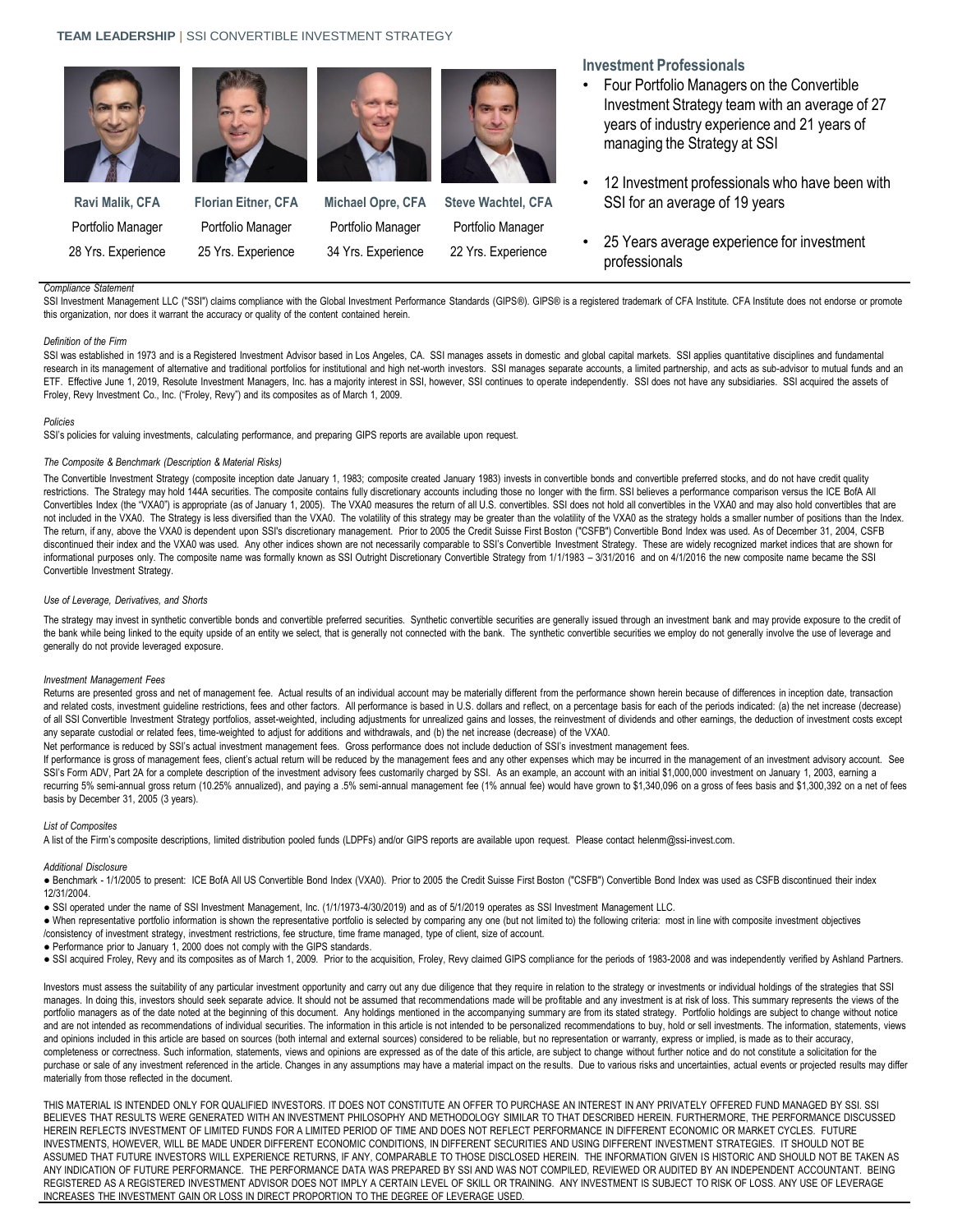## TEAM LEADERSHIP | SSI CONVERTIBLE INVESTMENT STRATEGY

**Ravi Malik, CFA**
Portfolio Manager
28 Yrs. Experience

**Florian Eitner, CFA**
Portfolio Manager
25 Yrs. Experience

**Michael Opre, CFA**
Portfolio Manager
34 Yrs. Experience

**Steve Wachtel, CFA**
Portfolio Manager
22 Yrs. Experience

### Investment Professionals

- Four Portfolio Managers on the Convertible Investment Strategy team with an average of 27 years of industry experience and 21 years of managing the Strategy at SSI
- 12 Investment professionals who have been with SSI for an average of 19 years
- 25 Years average experience for investment professionals

*Compliance Statement*

SSI Investment Management LLC ("SSI") claims compliance with the Global Investment Performance Standards (GIPS®). GIPS® is a registered trademark of CFA Institute. CFA Institute does not endorse or promote this organization, nor does it warrant the accuracy or quality of the content contained herein.

*Definition of the Firm*

SSI was established in 1973 and is a Registered Investment Advisor based in Los Angeles, CA. SSI manages assets in domestic and global capital markets. SSI applies quantitative disciplines and fundamental research in its management of alternative and traditional portfolios for institutional and high net-worth investors. SSI manages separate accounts, a limited partnership, and acts as sub-advisor to mutual funds and an ETF. Effective June 1, 2019, Resolute Investment Managers, Inc. has a majority interest in SSI, however, SSI continues to operate independently. SSI does not have any subsidiaries. SSI acquired the assets of Froley, Revy Investment Co., Inc. ("Froley, Revy") and its composites as of March 1, 2009.

*Policies*

SSI's policies for valuing investments, calculating performance, and preparing GIPS reports are available upon request.

*The Composite & Benchmark (Description & Material Risks)*

The Convertible Investment Strategy (composite inception date January 1, 1983; composite created January 1983) invests in convertible bonds and convertible preferred stocks, and do not have credit quality restrictions. The Strategy may hold 144A securities. The composite contains fully discretionary accounts including those no longer with the firm. SSI believes a performance comparison versus the ICE BofA All Convertibles Index (the "VXA0") is appropriate (as of January 1, 2005). The VXA0 measures the return of all U.S. convertibles. SSI does not hold all convertibles in the VXA0 and may also hold convertibles that are not included in the VXA0. The Strategy is less diversified than the VXA0. The volatility of this strategy may be greater than the volatility of the VXA0 as the strategy holds a smaller number of positions than the Index. The return, if any, above the VXA0 is dependent upon SSI's discretionary management. Prior to 2005 the Credit Suisse First Boston ("CSFB") Convertible Bond Index was used. As of December 31, 2004, CSFB discontinued their index and the VXA0 was used. Any other indices shown are not necessarily comparable to SSI's Convertible Investment Strategy. These are widely recognized market indices that are shown for informational purposes only. The composite name was formally known as SSI Outright Discretionary Convertible Strategy from 1/1/1983 – 3/31/2016 and on 4/1/2016 the new composite name became the SSI Convertible Investment Strategy.

*Use of Leverage, Derivatives, and Shorts*

The strategy may invest in synthetic convertible bonds and convertible preferred securities. Synthetic convertible securities are generally issued through an investment bank and may provide exposure to the credit of the bank while being linked to the equity upside of an entity we select, that is generally not connected with the bank. The synthetic convertible securities we employ do not generally involve the use of leverage and generally do not provide leveraged exposure.

*Investment Management Fees*

Returns are presented gross and net of management fee. Actual results of an individual account may be materially different from the performance shown herein because of differences in inception date, transaction and related costs, investment guideline restrictions, fees and other factors. All performance is based in U.S. dollars and reflect, on a percentage basis for each of the periods indicated: (a) the net increase (decrease) of all SSI Convertible Investment Strategy portfolios, asset-weighted, including adjustments for unrealized gains and losses, the reinvestment of dividends and other earnings, the deduction of investment costs except any separate custodial or related fees, time-weighted to adjust for additions and withdrawals, and (b) the net increase (decrease) of the VXA0.

Net performance is reduced by SSI's actual investment management fees. Gross performance does not include deduction of SSI's investment management fees.

If performance is gross of management fees, client's actual return will be reduced by the management fees and any other expenses which may be incurred in the management of an investment advisory account. See SSI's Form ADV, Part 2A for a complete description of the investment advisory fees customarily charged by SSI. As an example, an account with an initial $1,000,000 investment on January 1, 2003, earning a recurring 5% semi-annual gross return (10.25% annualized), and paying a .5% semi-annual management fee (1% annual fee) would have grown to $1,340,096 on a gross of fees basis and $1,300,392 on a net of fees basis by December 31, 2005 (3 years).

*List of Composites*

A list of the Firm's composite descriptions, limited distribution pooled funds (LDPFs) and/or GIPS reports are available upon request. Please contact helenm@ssi-invest.com.

*Additional Disclosure*

- Benchmark - 1/1/2005 to present: ICE BofA All US Convertible Bond Index (VXA0). Prior to 2005 the Credit Suisse First Boston ("CSFB") Convertible Bond Index was used as CSFB discontinued their index 12/31/2004.
- SSI operated under the name of SSI Investment Management, Inc. (1/1/1973-4/30/2019) and as of 5/1/2019 operates as SSI Investment Management LLC.
- When representative portfolio information is shown the representative portfolio is selected by comparing any one (but not limited to) the following criteria: most in line with composite investment objectives /consistency of investment strategy, investment restrictions, fee structure, time frame managed, type of client, size of account.
- Performance prior to January 1, 2000 does not comply with the GIPS standards.
- SSI acquired Froley, Revy and its composites as of March 1, 2009. Prior to the acquisition, Froley, Revy claimed GIPS compliance for the periods of 1983-2008 and was independently verified by Ashland Partners.

Investors must assess the suitability of any particular investment opportunity and carry out any due diligence that they require in relation to the strategy or investments or individual holdings of the strategies that SSI manages. In doing this, investors should seek separate advice. It should not be assumed that recommendations made will be profitable and any investment is at risk of loss. This summary represents the views of the portfolio managers as of the date noted at the beginning of this document. Any holdings mentioned in the accompanying summary are from its stated strategy. Portfolio holdings are subject to change without notice and are not intended as recommendations of individual securities. The information in this article is not intended to be personalized recommendations to buy, hold or sell investments. The information, statements, views and opinions included in this article are based on sources (both internal and external sources) considered to be reliable, but no representation or warranty, express or implied, is made as to their accuracy, completeness or correctness. Such information, statements, views and opinions are expressed as of the date of this article, are subject to change without further notice and do not constitute a solicitation for the purchase or sale of any investment referenced in the article. Changes in any assumptions may have a material impact on the results. Due to various risks and uncertainties, actual events or projected results may differ materially from those reflected in the document.

THIS MATERIAL IS INTENDED ONLY FOR QUALIFIED INVESTORS. IT DOES NOT CONSTITUTE AN OFFER TO PURCHASE AN INTEREST IN ANY PRIVATELY OFFERED FUND MANAGED BY SSI. SSI BELIEVES THAT RESULTS WERE GENERATED WITH AN INVESTMENT PHILOSOPHY AND METHODOLOGY SIMILAR TO THAT DESCRIBED HEREIN. FURTHERMORE, THE PERFORMANCE DISCUSSED HEREIN REFLECTS INVESTMENT OF LIMITED FUNDS FOR A LIMITED PERIOD OF TIME AND DOES NOT REFLECT PERFORMANCE IN DIFFERENT ECONOMIC OR MARKET CYCLES. FUTURE INVESTMENTS, HOWEVER, WILL BE MADE UNDER DIFFERENT ECONOMIC CONDITIONS, IN DIFFERENT SECURITIES AND USING DIFFERENT INVESTMENT STRATEGIES. IT SHOULD NOT BE ASSUMED THAT FUTURE INVESTORS WILL EXPERIENCE RETURNS, IF ANY, COMPARABLE TO THOSE DISCLOSED HEREIN. THE INFORMATION GIVEN IS HISTORIC AND SHOULD NOT BE TAKEN AS ANY INDICATION OF FUTURE PERFORMANCE. THE PERFORMANCE DATA WAS PREPARED BY SSI AND WAS NOT COMPILED, REVIEWED OR AUDITED BY AN INDEPENDENT ACCOUNTANT. BEING REGISTERED AS A REGISTERED INVESTMENT ADVISOR DOES NOT IMPLY A CERTAIN LEVEL OF SKILL OR TRAINING. ANY INVESTMENT IS SUBJECT TO RISK OF LOSS. ANY USE OF LEVERAGE INCREASES THE INVESTMENT GAIN OR LOSS IN DIRECT PROPORTION TO THE DEGREE OF LEVERAGE USED.